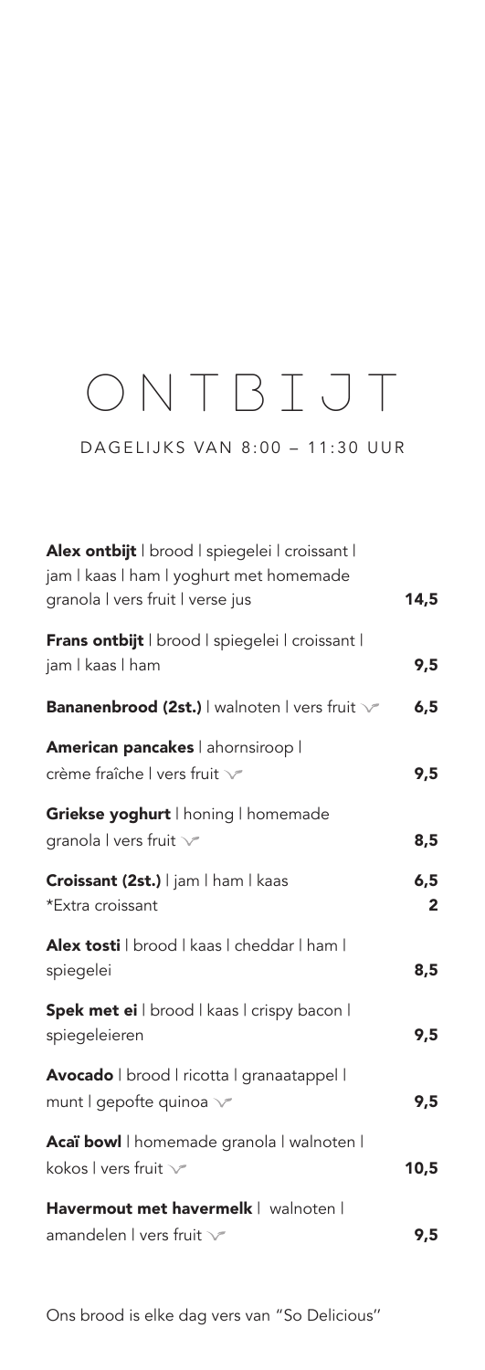# ONTBIJT

DAGELIJKS VAN 8:00 – 11:30 UUR

| | |
|---|---|
| **Alex ontbijt** \| brood \| spiegelei \| croissant \| jam \| kaas \| ham \| yoghurt met homemade granola \| vers fruit \| verse jus | **14,5** |
| **Frans ontbijt** \| brood \| spiegelei \| croissant \| jam \| kaas \| ham | **9,5** |
| **Bananenbrood (2st.)** \| walnoten \| vers fruit ✓ | **6,5** |
| **American pancakes** \| ahornsiroop \| crème fraîche \| vers fruit ✓ | **9,5** |
| **Griekse yoghurt** \| honing \| homemade granola \| vers fruit ✓ | **8,5** |
| **Croissant (2st.)** \| jam \| ham \| kaas | **6,5** |
| *Extra croissant | **2** |
| **Alex tosti** \| brood \| kaas \| cheddar \| ham \| spiegelei | **8,5** |
| **Spek met ei** \| brood \| kaas \| crispy bacon \| spiegeleieren | **9,5** |
| **Avocado** \| brood \| ricotta \| granaatappel \| munt \| gepofte quinoa ✓ | **9,5** |
| **Acaï bowl** \| homemade granola \| walnoten \| kokos \| vers fruit ✓ | **10,5** |
| **Havermout met havermelk** \| walnoten \| amandelen \| vers fruit ✓ | **9,5** |

Ons brood is elke dag vers van "So Delicious"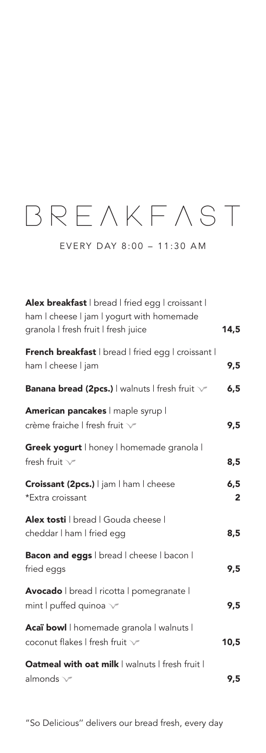# BREAKFAST

EVERY DAY 8:00 – 11:30 AM

| | |
|---|---|
| **Alex breakfast** \| bread \| fried egg \| croissant \| ham \| cheese \| jam \| yogurt with homemade granola \| fresh fruit \| fresh juice | **14,5** |
| **French breakfast** \| bread \| fried egg \| croissant \| ham \| cheese \| jam | **9,5** |
| **Banana bread (2pcs.)** \| walnuts \| fresh fruit ✓ | **6,5** |
| **American pancakes** \| maple syrup \| crème fraiche \| fresh fruit ✓ | **9,5** |
| **Greek yogurt** \| honey \| homemade granola \| fresh fruit ✓ | **8,5** |
| **Croissant (2pcs.)** \| jam \| ham \| cheese | **6,5** |
| *Extra croissant | **2** |
| **Alex tosti** \| bread \| Gouda cheese \| cheddar \| ham \| fried egg | **8,5** |
| **Bacon and eggs** \| bread \| cheese \| bacon \| fried eggs | **9,5** |
| **Avocado** \| bread \| ricotta \| pomegranate \| mint \| puffed quinoa ✓ | **9,5** |
| **Acaï bowl** \| homemade granola \| walnuts \| coconut flakes \| fresh fruit ✓ | **10,5** |
| **Oatmeal with oat milk** \| walnuts \| fresh fruit \| almonds ✓ | **9,5** |

"So Delicious" delivers our bread fresh, every day